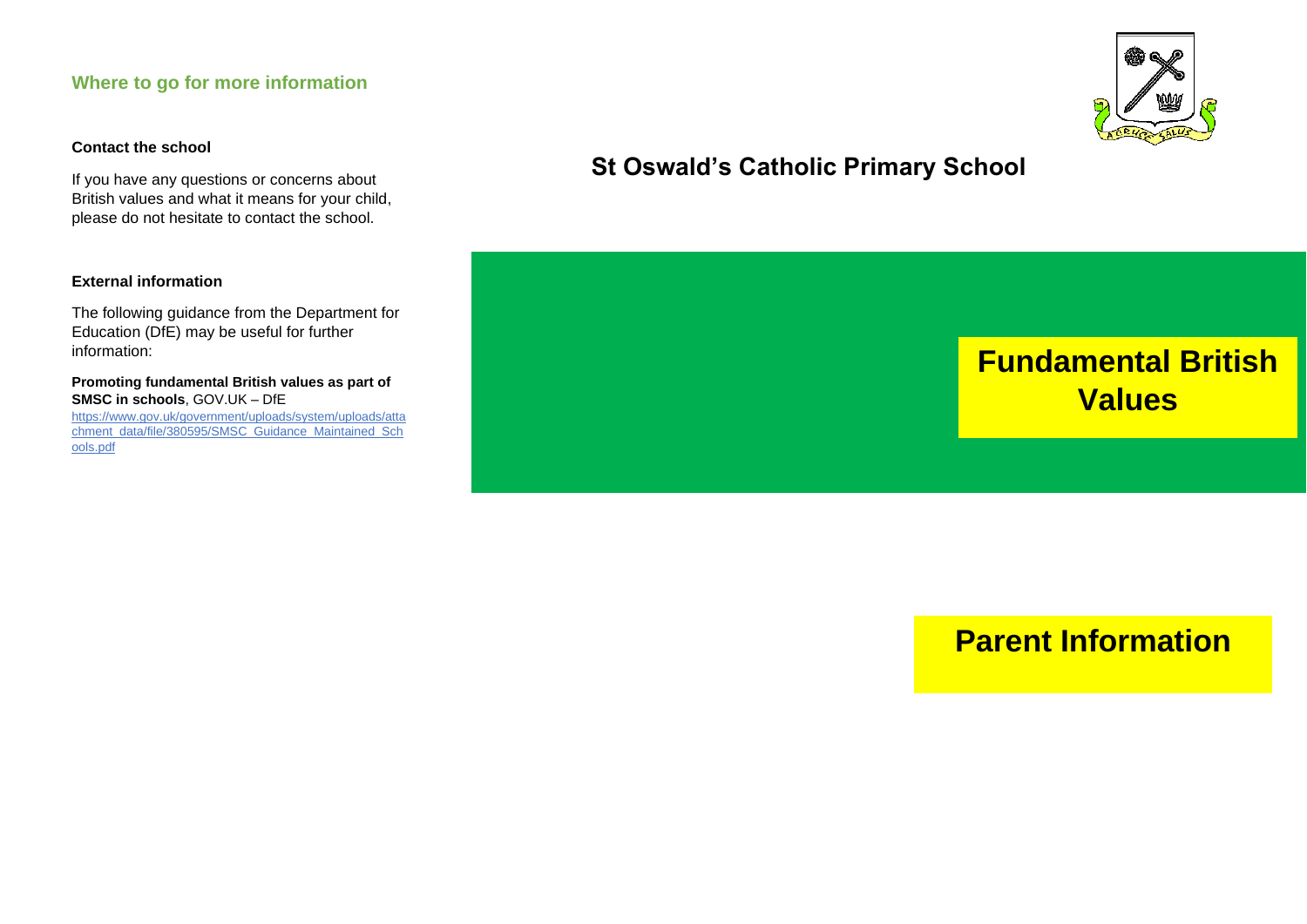## Where to go for more information

**Contact the school**

If you have any questions or concerns about British values and what it means for your child, please do not hesitate to contact the school.

**External information**

The following guidance from the Department for Education (DfE) may be useful for further information:

**Promoting fundamental British values as part of SMSC in schools**, GOV.UK – DfE
https://www.gov.uk/government/uploads/system/uploads/attachment_data/file/380595/SMSC_Guidance_Maintained_Schools.pdf

# St Oswald's Catholic Primary School

# Fundamental British Values

# Parent Information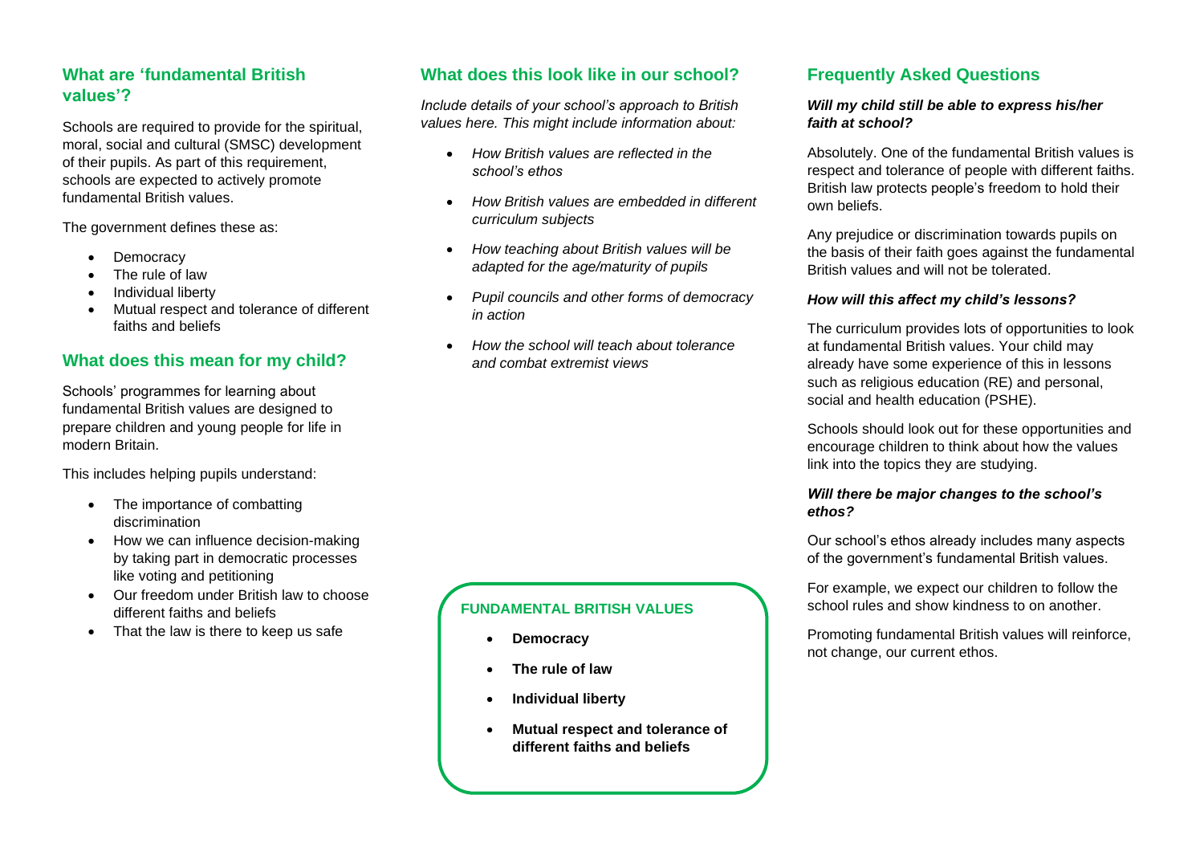## What are 'fundamental British values'?

Schools are required to provide for the spiritual, moral, social and cultural (SMSC) development of their pupils. As part of this requirement, schools are expected to actively promote fundamental British values.

The government defines these as:

- Democracy
- The rule of law
- Individual liberty
- Mutual respect and tolerance of different faiths and beliefs

## What does this mean for my child?

Schools' programmes for learning about fundamental British values are designed to prepare children and young people for life in modern Britain.

This includes helping pupils understand:

- The importance of combatting discrimination
- How we can influence decision-making by taking part in democratic processes like voting and petitioning
- Our freedom under British law to choose different faiths and beliefs
- That the law is there to keep us safe

## What does this look like in our school?

*Include details of your school's approach to British values here. This might include information about:*

- *How British values are reflected in the school's ethos*
- *How British values are embedded in different curriculum subjects*
- *How teaching about British values will be adapted for the age/maturity of pupils*
- *Pupil councils and other forms of democracy in action*
- *How the school will teach about tolerance and combat extremist views*

**FUNDAMENTAL BRITISH VALUES**

- **Democracy**
- **The rule of law**
- **Individual liberty**
- **Mutual respect and tolerance of different faiths and beliefs**

## Frequently Asked Questions

***Will my child still be able to express his/her faith at school?***

Absolutely. One of the fundamental British values is respect and tolerance of people with different faiths. British law protects people's freedom to hold their own beliefs.

Any prejudice or discrimination towards pupils on the basis of their faith goes against the fundamental British values and will not be tolerated.

***How will this affect my child's lessons?***

The curriculum provides lots of opportunities to look at fundamental British values. Your child may already have some experience of this in lessons such as religious education (RE) and personal, social and health education (PSHE).

Schools should look out for these opportunities and encourage children to think about how the values link into the topics they are studying.

***Will there be major changes to the school's ethos?***

Our school's ethos already includes many aspects of the government's fundamental British values.

For example, we expect our children to follow the school rules and show kindness to on another.

Promoting fundamental British values will reinforce, not change, our current ethos.